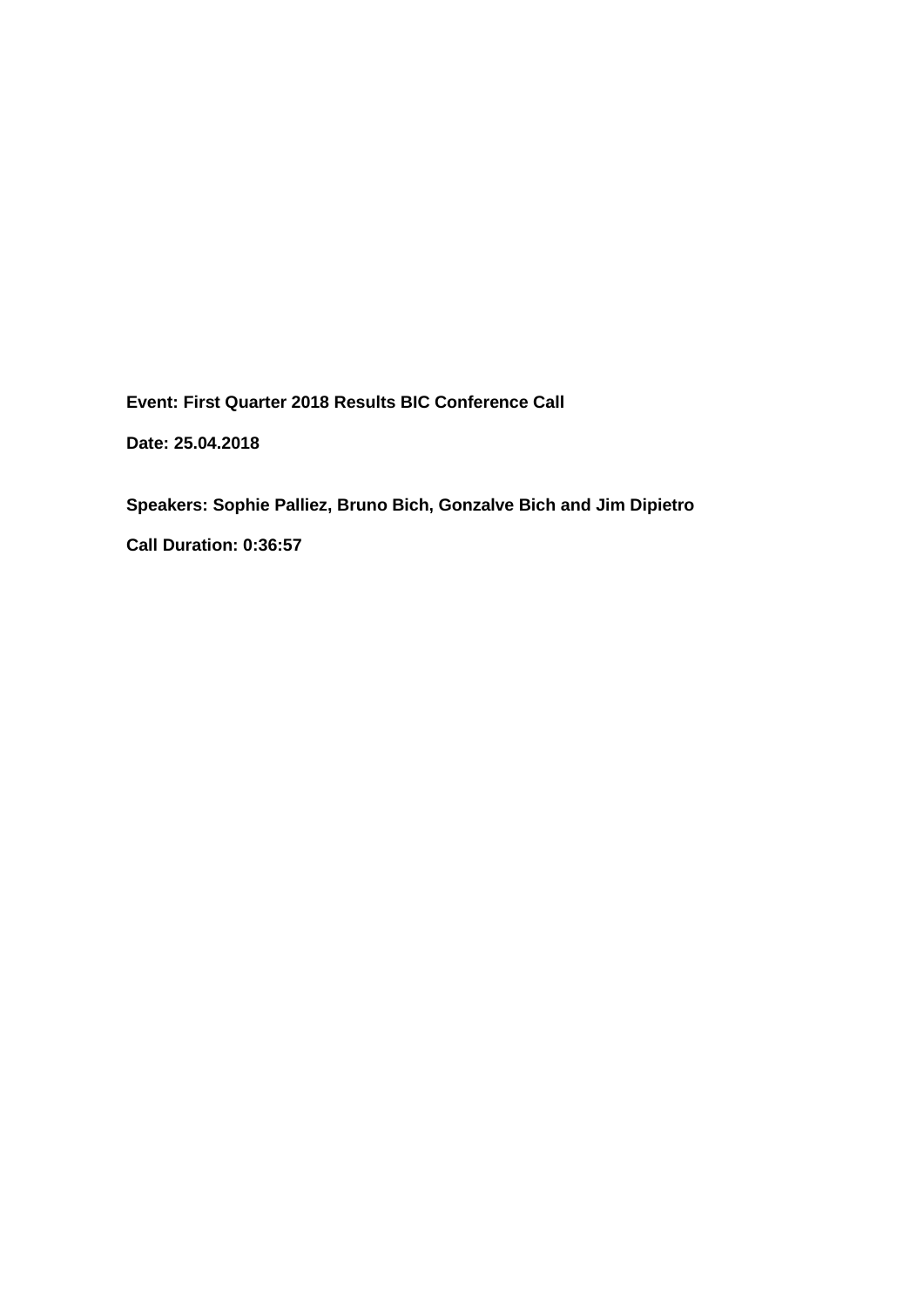**Event: First Quarter 2018 Results BIC Conference Call**

**Date: 25.04.2018**

**Speakers: Sophie Palliez, Bruno Bich, Gonzalve Bich and Jim Dipietro**

**Call Duration: 0:36:57**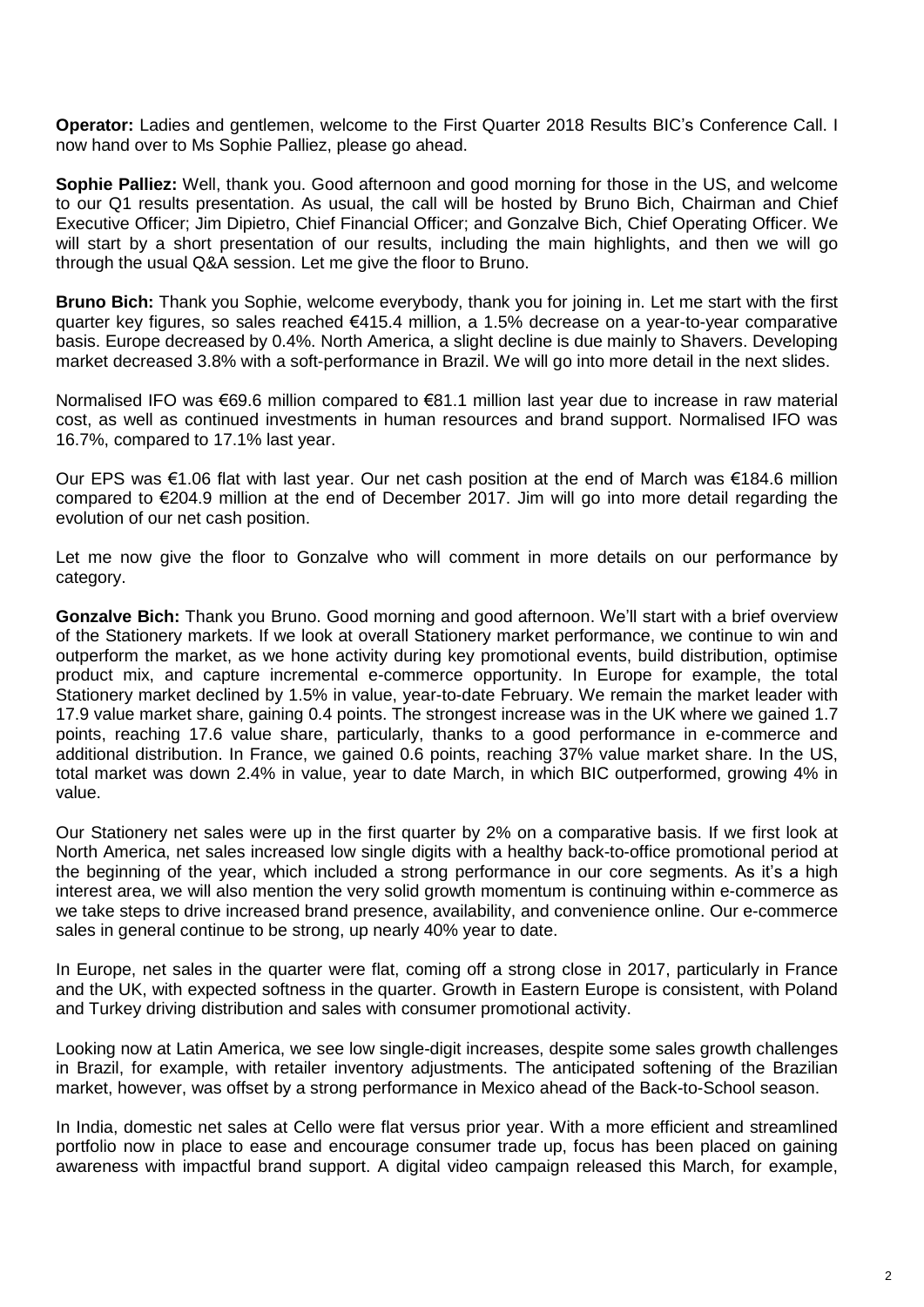**Operator:** Ladies and gentlemen, welcome to the First Quarter 2018 Results BIC's Conference Call. I now hand over to Ms Sophie Palliez, please go ahead.

**Sophie Palliez:** Well, thank you. Good afternoon and good morning for those in the US, and welcome to our Q1 results presentation. As usual, the call will be hosted by Bruno Bich, Chairman and Chief Executive Officer; Jim Dipietro, Chief Financial Officer; and Gonzalve Bich, Chief Operating Officer. We will start by a short presentation of our results, including the main highlights, and then we will go through the usual Q&A session. Let me give the floor to Bruno.

**Bruno Bich:** Thank you Sophie, welcome everybody, thank you for joining in. Let me start with the first quarter key figures, so sales reached €415.4 million, a 1.5% decrease on a year-to-year comparative basis. Europe decreased by 0.4%. North America, a slight decline is due mainly to Shavers. Developing market decreased 3.8% with a soft-performance in Brazil. We will go into more detail in the next slides.

Normalised IFO was €69.6 million compared to €81.1 million last year due to increase in raw material cost, as well as continued investments in human resources and brand support. Normalised IFO was 16.7%, compared to 17.1% last year.

Our EPS was €1.06 flat with last year. Our net cash position at the end of March was €184.6 million compared to €204.9 million at the end of December 2017. Jim will go into more detail regarding the evolution of our net cash position.

Let me now give the floor to Gonzalve who will comment in more details on our performance by category.

**Gonzalve Bich:** Thank you Bruno. Good morning and good afternoon. We'll start with a brief overview of the Stationery markets. If we look at overall Stationery market performance, we continue to win and outperform the market, as we hone activity during key promotional events, build distribution, optimise product mix, and capture incremental e-commerce opportunity. In Europe for example, the total Stationery market declined by 1.5% in value, year-to-date February. We remain the market leader with 17.9 value market share, gaining 0.4 points. The strongest increase was in the UK where we gained 1.7 points, reaching 17.6 value share, particularly, thanks to a good performance in e-commerce and additional distribution. In France, we gained 0.6 points, reaching 37% value market share. In the US, total market was down 2.4% in value, year to date March, in which BIC outperformed, growing 4% in value.

Our Stationery net sales were up in the first quarter by 2% on a comparative basis. If we first look at North America, net sales increased low single digits with a healthy back-to-office promotional period at the beginning of the year, which included a strong performance in our core segments. As it's a high interest area, we will also mention the very solid growth momentum is continuing within e-commerce as we take steps to drive increased brand presence, availability, and convenience online. Our e-commerce sales in general continue to be strong, up nearly 40% year to date.

In Europe, net sales in the quarter were flat, coming off a strong close in 2017, particularly in France and the UK, with expected softness in the quarter. Growth in Eastern Europe is consistent, with Poland and Turkey driving distribution and sales with consumer promotional activity.

Looking now at Latin America, we see low single-digit increases, despite some sales growth challenges in Brazil, for example, with retailer inventory adjustments. The anticipated softening of the Brazilian market, however, was offset by a strong performance in Mexico ahead of the Back-to-School season.

In India, domestic net sales at Cello were flat versus prior year. With a more efficient and streamlined portfolio now in place to ease and encourage consumer trade up, focus has been placed on gaining awareness with impactful brand support. A digital video campaign released this March, for example,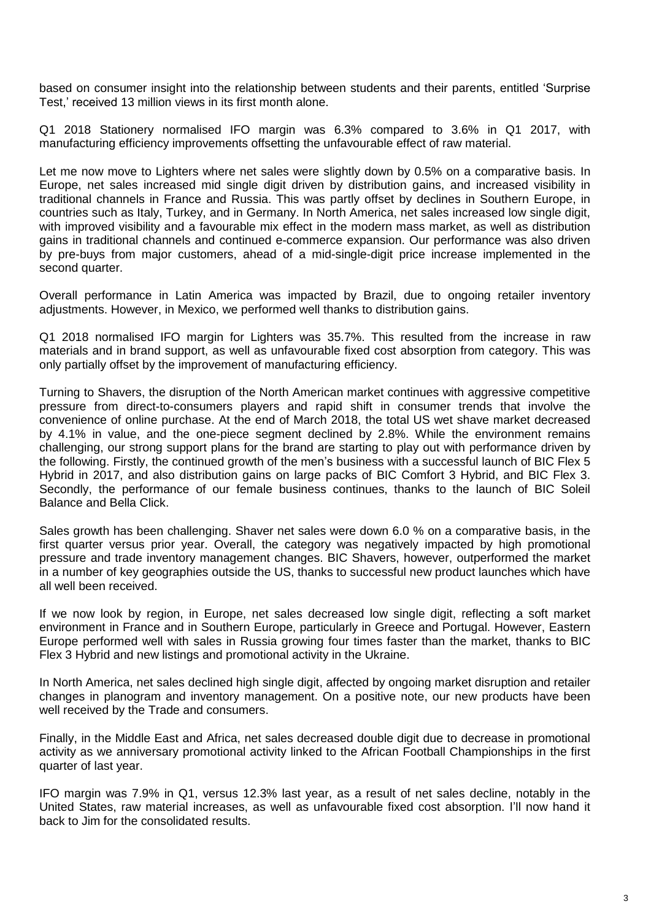based on consumer insight into the relationship between students and their parents, entitled 'Surprise Test,' received 13 million views in its first month alone.

Q1 2018 Stationery normalised IFO margin was 6.3% compared to 3.6% in Q1 2017, with manufacturing efficiency improvements offsetting the unfavourable effect of raw material.

Let me now move to Lighters where net sales were slightly down by 0.5% on a comparative basis. In Europe, net sales increased mid single digit driven by distribution gains, and increased visibility in traditional channels in France and Russia. This was partly offset by declines in Southern Europe, in countries such as Italy, Turkey, and in Germany. In North America, net sales increased low single digit, with improved visibility and a favourable mix effect in the modern mass market, as well as distribution gains in traditional channels and continued e-commerce expansion. Our performance was also driven by pre-buys from major customers, ahead of a mid-single-digit price increase implemented in the second quarter.

Overall performance in Latin America was impacted by Brazil, due to ongoing retailer inventory adjustments. However, in Mexico, we performed well thanks to distribution gains.

Q1 2018 normalised IFO margin for Lighters was 35.7%. This resulted from the increase in raw materials and in brand support, as well as unfavourable fixed cost absorption from category. This was only partially offset by the improvement of manufacturing efficiency.

Turning to Shavers, the disruption of the North American market continues with aggressive competitive pressure from direct-to-consumers players and rapid shift in consumer trends that involve the convenience of online purchase. At the end of March 2018, the total US wet shave market decreased by 4.1% in value, and the one-piece segment declined by 2.8%. While the environment remains challenging, our strong support plans for the brand are starting to play out with performance driven by the following. Firstly, the continued growth of the men's business with a successful launch of BIC Flex 5 Hybrid in 2017, and also distribution gains on large packs of BIC Comfort 3 Hybrid, and BIC Flex 3. Secondly, the performance of our female business continues, thanks to the launch of BIC Soleil Balance and Bella Click.

Sales growth has been challenging. Shaver net sales were down 6.0 % on a comparative basis, in the first quarter versus prior year. Overall, the category was negatively impacted by high promotional pressure and trade inventory management changes. BIC Shavers, however, outperformed the market in a number of key geographies outside the US, thanks to successful new product launches which have all well been received.

If we now look by region, in Europe, net sales decreased low single digit, reflecting a soft market environment in France and in Southern Europe, particularly in Greece and Portugal. However, Eastern Europe performed well with sales in Russia growing four times faster than the market, thanks to BIC Flex 3 Hybrid and new listings and promotional activity in the Ukraine.

In North America, net sales declined high single digit, affected by ongoing market disruption and retailer changes in planogram and inventory management. On a positive note, our new products have been well received by the Trade and consumers.

Finally, in the Middle East and Africa, net sales decreased double digit due to decrease in promotional activity as we anniversary promotional activity linked to the African Football Championships in the first quarter of last year.

IFO margin was 7.9% in Q1, versus 12.3% last year, as a result of net sales decline, notably in the United States, raw material increases, as well as unfavourable fixed cost absorption. I'll now hand it back to Jim for the consolidated results.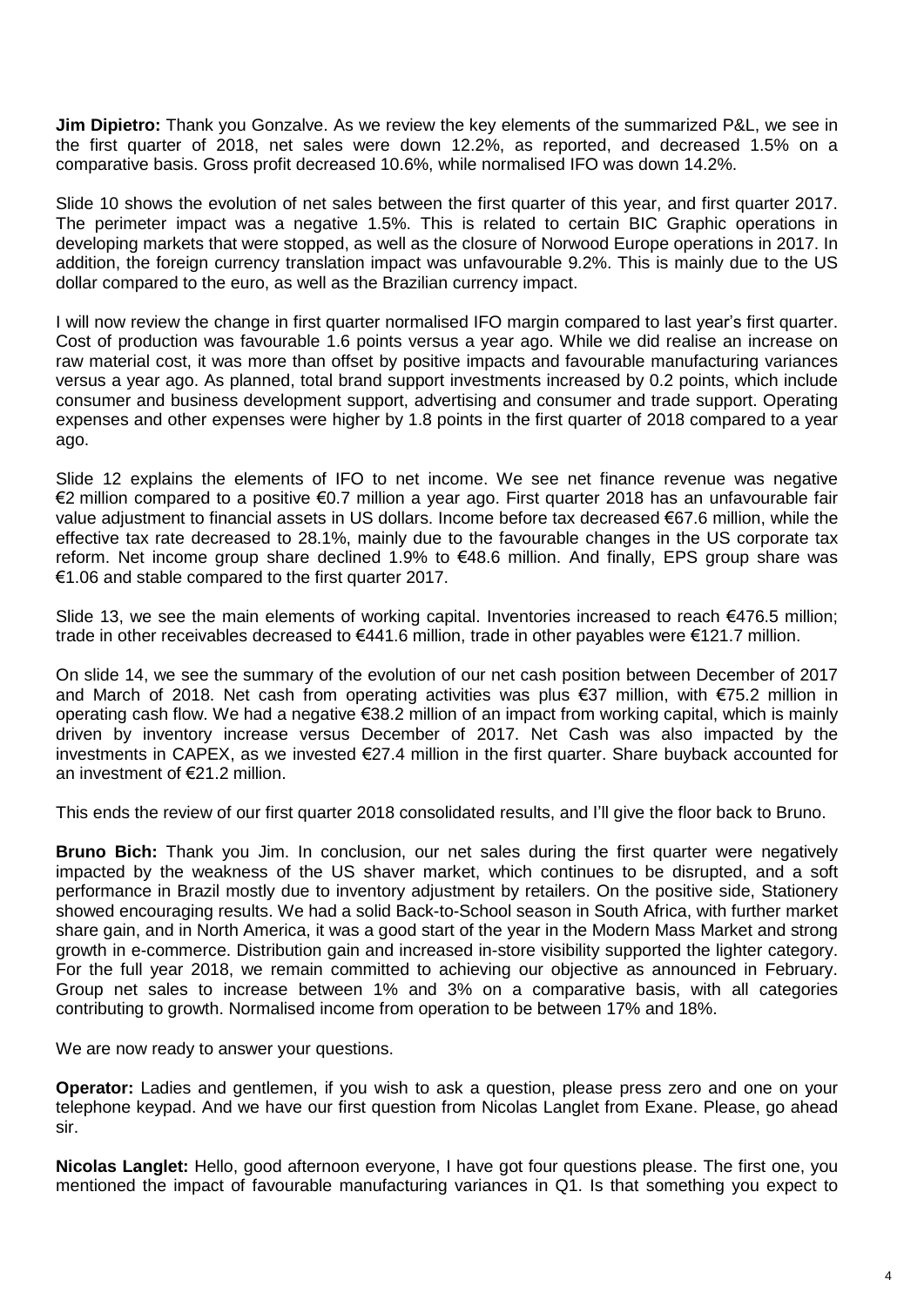**Jim Dipietro:** Thank you Gonzalve. As we review the key elements of the summarized P&L, we see in the first quarter of 2018, net sales were down 12.2%, as reported, and decreased 1.5% on a comparative basis. Gross profit decreased 10.6%, while normalised IFO was down 14.2%.

Slide 10 shows the evolution of net sales between the first quarter of this year, and first quarter 2017. The perimeter impact was a negative 1.5%. This is related to certain BIC Graphic operations in developing markets that were stopped, as well as the closure of Norwood Europe operations in 2017. In addition, the foreign currency translation impact was unfavourable 9.2%. This is mainly due to the US dollar compared to the euro, as well as the Brazilian currency impact.

I will now review the change in first quarter normalised IFO margin compared to last year's first quarter. Cost of production was favourable 1.6 points versus a year ago. While we did realise an increase on raw material cost, it was more than offset by positive impacts and favourable manufacturing variances versus a year ago. As planned, total brand support investments increased by 0.2 points, which include consumer and business development support, advertising and consumer and trade support. Operating expenses and other expenses were higher by 1.8 points in the first quarter of 2018 compared to a year ago.

Slide 12 explains the elements of IFO to net income. We see net finance revenue was negative €2 million compared to a positive €0.7 million a year ago. First quarter 2018 has an unfavourable fair value adjustment to financial assets in US dollars. Income before tax decreased €67.6 million, while the effective tax rate decreased to 28.1%, mainly due to the favourable changes in the US corporate tax reform. Net income group share declined 1.9% to €48.6 million. And finally, EPS group share was €1.06 and stable compared to the first quarter 2017.

Slide 13, we see the main elements of working capital. Inventories increased to reach €476.5 million; trade in other receivables decreased to €441.6 million, trade in other payables were €121.7 million.

On slide 14, we see the summary of the evolution of our net cash position between December of 2017 and March of 2018. Net cash from operating activities was plus €37 million, with €75.2 million in operating cash flow. We had a negative €38.2 million of an impact from working capital, which is mainly driven by inventory increase versus December of 2017. Net Cash was also impacted by the investments in CAPEX, as we invested €27.4 million in the first quarter. Share buyback accounted for an investment of €21.2 million.

This ends the review of our first quarter 2018 consolidated results, and I'll give the floor back to Bruno.

**Bruno Bich:** Thank you Jim. In conclusion, our net sales during the first quarter were negatively impacted by the weakness of the US shaver market, which continues to be disrupted, and a soft performance in Brazil mostly due to inventory adjustment by retailers. On the positive side, Stationery showed encouraging results. We had a solid Back-to-School season in South Africa, with further market share gain, and in North America, it was a good start of the year in the Modern Mass Market and strong growth in e-commerce. Distribution gain and increased in-store visibility supported the lighter category. For the full year 2018, we remain committed to achieving our objective as announced in February. Group net sales to increase between 1% and 3% on a comparative basis, with all categories contributing to growth. Normalised income from operation to be between 17% and 18%.

We are now ready to answer your questions.

**Operator:** Ladies and gentlemen, if you wish to ask a question, please press zero and one on your telephone keypad. And we have our first question from Nicolas Langlet from Exane. Please, go ahead sir.

**Nicolas Langlet:** Hello, good afternoon everyone, I have got four questions please. The first one, you mentioned the impact of favourable manufacturing variances in Q1. Is that something you expect to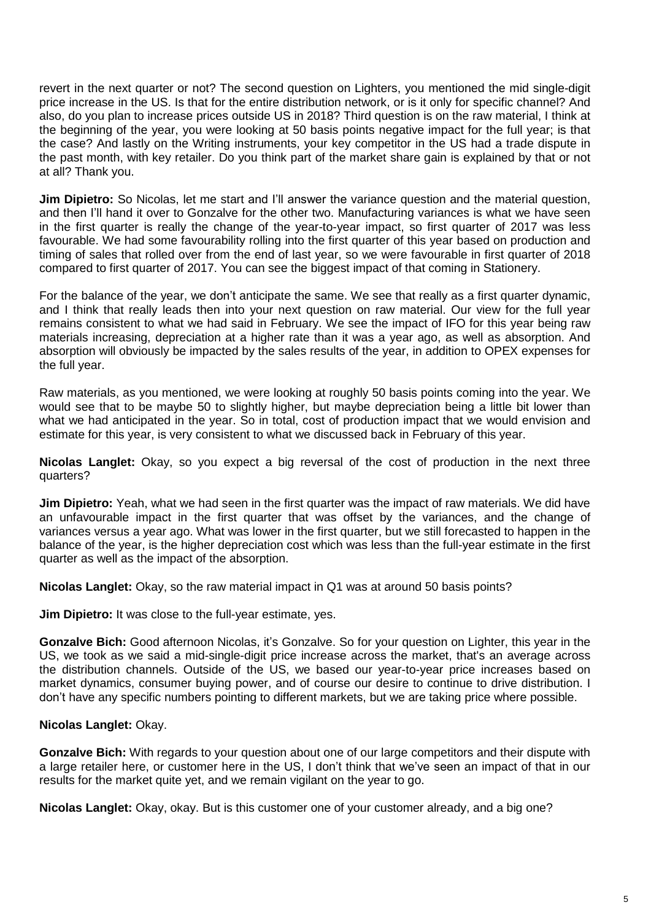revert in the next quarter or not? The second question on Lighters, you mentioned the mid single-digit price increase in the US. Is that for the entire distribution network, or is it only for specific channel? And also, do you plan to increase prices outside US in 2018? Third question is on the raw material, I think at the beginning of the year, you were looking at 50 basis points negative impact for the full year; is that the case? And lastly on the Writing instruments, your key competitor in the US had a trade dispute in the past month, with key retailer. Do you think part of the market share gain is explained by that or not at all? Thank you.

**Jim Dipietro:** So Nicolas, let me start and I'll answer the variance question and the material question, and then I'll hand it over to Gonzalve for the other two. Manufacturing variances is what we have seen in the first quarter is really the change of the year-to-year impact, so first quarter of 2017 was less favourable. We had some favourability rolling into the first quarter of this year based on production and timing of sales that rolled over from the end of last year, so we were favourable in first quarter of 2018 compared to first quarter of 2017. You can see the biggest impact of that coming in Stationery.

For the balance of the year, we don't anticipate the same. We see that really as a first quarter dynamic, and I think that really leads then into your next question on raw material. Our view for the full year remains consistent to what we had said in February. We see the impact of IFO for this year being raw materials increasing, depreciation at a higher rate than it was a year ago, as well as absorption. And absorption will obviously be impacted by the sales results of the year, in addition to OPEX expenses for the full year.

Raw materials, as you mentioned, we were looking at roughly 50 basis points coming into the year. We would see that to be maybe 50 to slightly higher, but maybe depreciation being a little bit lower than what we had anticipated in the year. So in total, cost of production impact that we would envision and estimate for this year, is very consistent to what we discussed back in February of this year.

**Nicolas Langlet:** Okay, so you expect a big reversal of the cost of production in the next three quarters?

**Jim Dipietro:** Yeah, what we had seen in the first quarter was the impact of raw materials. We did have an unfavourable impact in the first quarter that was offset by the variances, and the change of variances versus a year ago. What was lower in the first quarter, but we still forecasted to happen in the balance of the year, is the higher depreciation cost which was less than the full-year estimate in the first quarter as well as the impact of the absorption.

**Nicolas Langlet:** Okay, so the raw material impact in Q1 was at around 50 basis points?

**Jim Dipietro:** It was close to the full-year estimate, yes.

**Gonzalve Bich:** Good afternoon Nicolas, it's Gonzalve. So for your question on Lighter, this year in the US, we took as we said a mid-single-digit price increase across the market, that's an average across the distribution channels. Outside of the US, we based our year-to-year price increases based on market dynamics, consumer buying power, and of course our desire to continue to drive distribution. I don't have any specific numbers pointing to different markets, but we are taking price where possible.

**Nicolas Langlet:** Okay.

**Gonzalve Bich:** With regards to your question about one of our large competitors and their dispute with a large retailer here, or customer here in the US, I don't think that we've seen an impact of that in our results for the market quite yet, and we remain vigilant on the year to go.

**Nicolas Langlet:** Okay, okay. But is this customer one of your customer already, and a big one?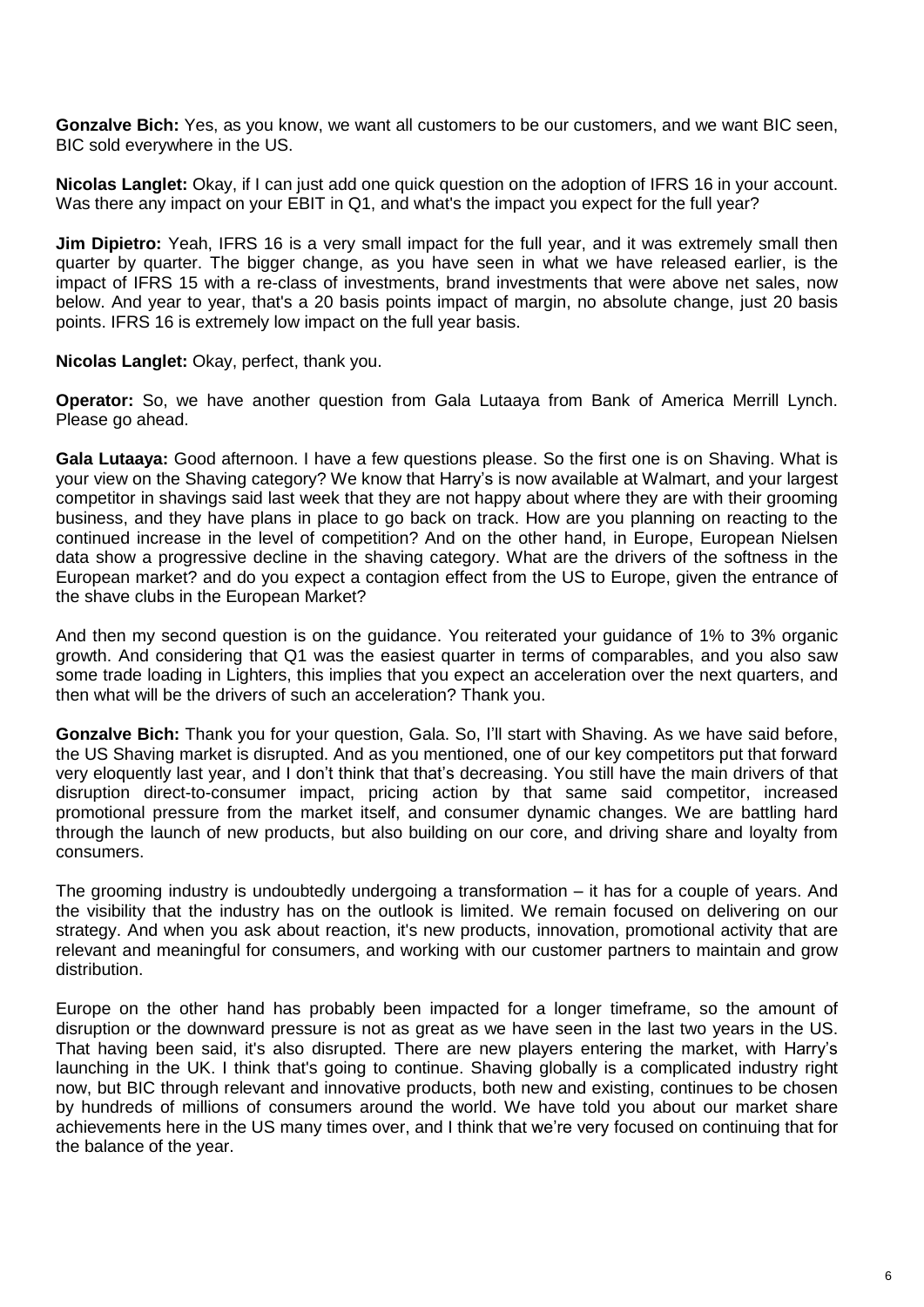**Gonzalve Bich:** Yes, as you know, we want all customers to be our customers, and we want BIC seen, BIC sold everywhere in the US.

**Nicolas Langlet:** Okay, if I can just add one quick question on the adoption of IFRS 16 in your account. Was there any impact on your EBIT in Q1, and what's the impact you expect for the full year?

**Jim Dipietro:** Yeah, IFRS 16 is a very small impact for the full year, and it was extremely small then quarter by quarter. The bigger change, as you have seen in what we have released earlier, is the impact of IFRS 15 with a re-class of investments, brand investments that were above net sales, now below. And year to year, that's a 20 basis points impact of margin, no absolute change, just 20 basis points. IFRS 16 is extremely low impact on the full year basis.

**Nicolas Langlet:** Okay, perfect, thank you.

**Operator:** So, we have another question from Gala Lutaaya from Bank of America Merrill Lynch. Please go ahead.

**Gala Lutaaya:** Good afternoon. I have a few questions please. So the first one is on Shaving. What is your view on the Shaving category? We know that Harry's is now available at Walmart, and your largest competitor in shavings said last week that they are not happy about where they are with their grooming business, and they have plans in place to go back on track. How are you planning on reacting to the continued increase in the level of competition? And on the other hand, in Europe, European Nielsen data show a progressive decline in the shaving category. What are the drivers of the softness in the European market? and do you expect a contagion effect from the US to Europe, given the entrance of the shave clubs in the European Market?

And then my second question is on the guidance. You reiterated your guidance of 1% to 3% organic growth. And considering that Q1 was the easiest quarter in terms of comparables, and you also saw some trade loading in Lighters, this implies that you expect an acceleration over the next quarters, and then what will be the drivers of such an acceleration? Thank you.

**Gonzalve Bich:** Thank you for your question, Gala. So, I'll start with Shaving. As we have said before, the US Shaving market is disrupted. And as you mentioned, one of our key competitors put that forward very eloquently last year, and I don't think that that's decreasing. You still have the main drivers of that disruption direct-to-consumer impact, pricing action by that same said competitor, increased promotional pressure from the market itself, and consumer dynamic changes. We are battling hard through the launch of new products, but also building on our core, and driving share and loyalty from consumers.

The grooming industry is undoubtedly undergoing a transformation – it has for a couple of years. And the visibility that the industry has on the outlook is limited. We remain focused on delivering on our strategy. And when you ask about reaction, it's new products, innovation, promotional activity that are relevant and meaningful for consumers, and working with our customer partners to maintain and grow distribution.

Europe on the other hand has probably been impacted for a longer timeframe, so the amount of disruption or the downward pressure is not as great as we have seen in the last two years in the US. That having been said, it's also disrupted. There are new players entering the market, with Harry's launching in the UK. I think that's going to continue. Shaving globally is a complicated industry right now, but BIC through relevant and innovative products, both new and existing, continues to be chosen by hundreds of millions of consumers around the world. We have told you about our market share achievements here in the US many times over, and I think that we're very focused on continuing that for the balance of the year.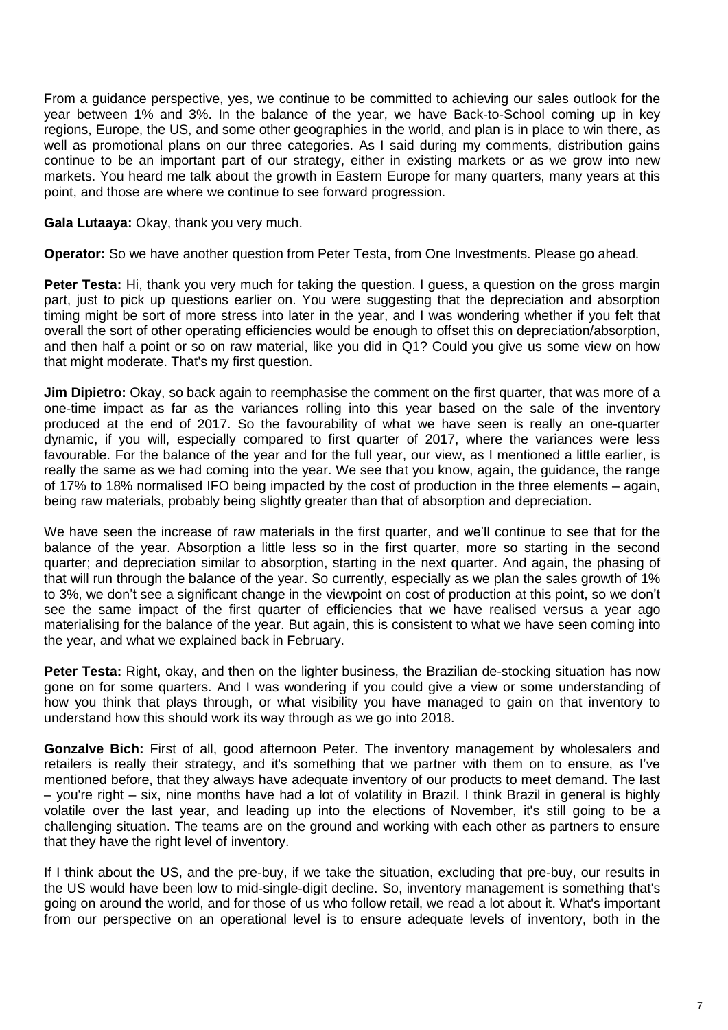From a guidance perspective, yes, we continue to be committed to achieving our sales outlook for the year between 1% and 3%. In the balance of the year, we have Back-to-School coming up in key regions, Europe, the US, and some other geographies in the world, and plan is in place to win there, as well as promotional plans on our three categories. As I said during my comments, distribution gains continue to be an important part of our strategy, either in existing markets or as we grow into new markets. You heard me talk about the growth in Eastern Europe for many quarters, many years at this point, and those are where we continue to see forward progression.

**Gala Lutaaya:** Okay, thank you very much.

**Operator:** So we have another question from Peter Testa, from One Investments. Please go ahead.

**Peter Testa:** Hi, thank you very much for taking the question. I guess, a question on the gross margin part, just to pick up questions earlier on. You were suggesting that the depreciation and absorption timing might be sort of more stress into later in the year, and I was wondering whether if you felt that overall the sort of other operating efficiencies would be enough to offset this on depreciation/absorption, and then half a point or so on raw material, like you did in Q1? Could you give us some view on how that might moderate. That's my first question.

**Jim Dipietro:** Okay, so back again to reemphasise the comment on the first quarter, that was more of a one-time impact as far as the variances rolling into this year based on the sale of the inventory produced at the end of 2017. So the favourability of what we have seen is really an one-quarter dynamic, if you will, especially compared to first quarter of 2017, where the variances were less favourable. For the balance of the year and for the full year, our view, as I mentioned a little earlier, is really the same as we had coming into the year. We see that you know, again, the guidance, the range of 17% to 18% normalised IFO being impacted by the cost of production in the three elements – again, being raw materials, probably being slightly greater than that of absorption and depreciation.

We have seen the increase of raw materials in the first quarter, and we'll continue to see that for the balance of the year. Absorption a little less so in the first quarter, more so starting in the second quarter; and depreciation similar to absorption, starting in the next quarter. And again, the phasing of that will run through the balance of the year. So currently, especially as we plan the sales growth of 1% to 3%, we don't see a significant change in the viewpoint on cost of production at this point, so we don't see the same impact of the first quarter of efficiencies that we have realised versus a year ago materialising for the balance of the year. But again, this is consistent to what we have seen coming into the year, and what we explained back in February.

**Peter Testa:** Right, okay, and then on the lighter business, the Brazilian de-stocking situation has now gone on for some quarters. And I was wondering if you could give a view or some understanding of how you think that plays through, or what visibility you have managed to gain on that inventory to understand how this should work its way through as we go into 2018.

**Gonzalve Bich:** First of all, good afternoon Peter. The inventory management by wholesalers and retailers is really their strategy, and it's something that we partner with them on to ensure, as I've mentioned before, that they always have adequate inventory of our products to meet demand. The last – you're right – six, nine months have had a lot of volatility in Brazil. I think Brazil in general is highly volatile over the last year, and leading up into the elections of November, it's still going to be a challenging situation. The teams are on the ground and working with each other as partners to ensure that they have the right level of inventory.

If I think about the US, and the pre-buy, if we take the situation, excluding that pre-buy, our results in the US would have been low to mid-single-digit decline. So, inventory management is something that's going on around the world, and for those of us who follow retail, we read a lot about it. What's important from our perspective on an operational level is to ensure adequate levels of inventory, both in the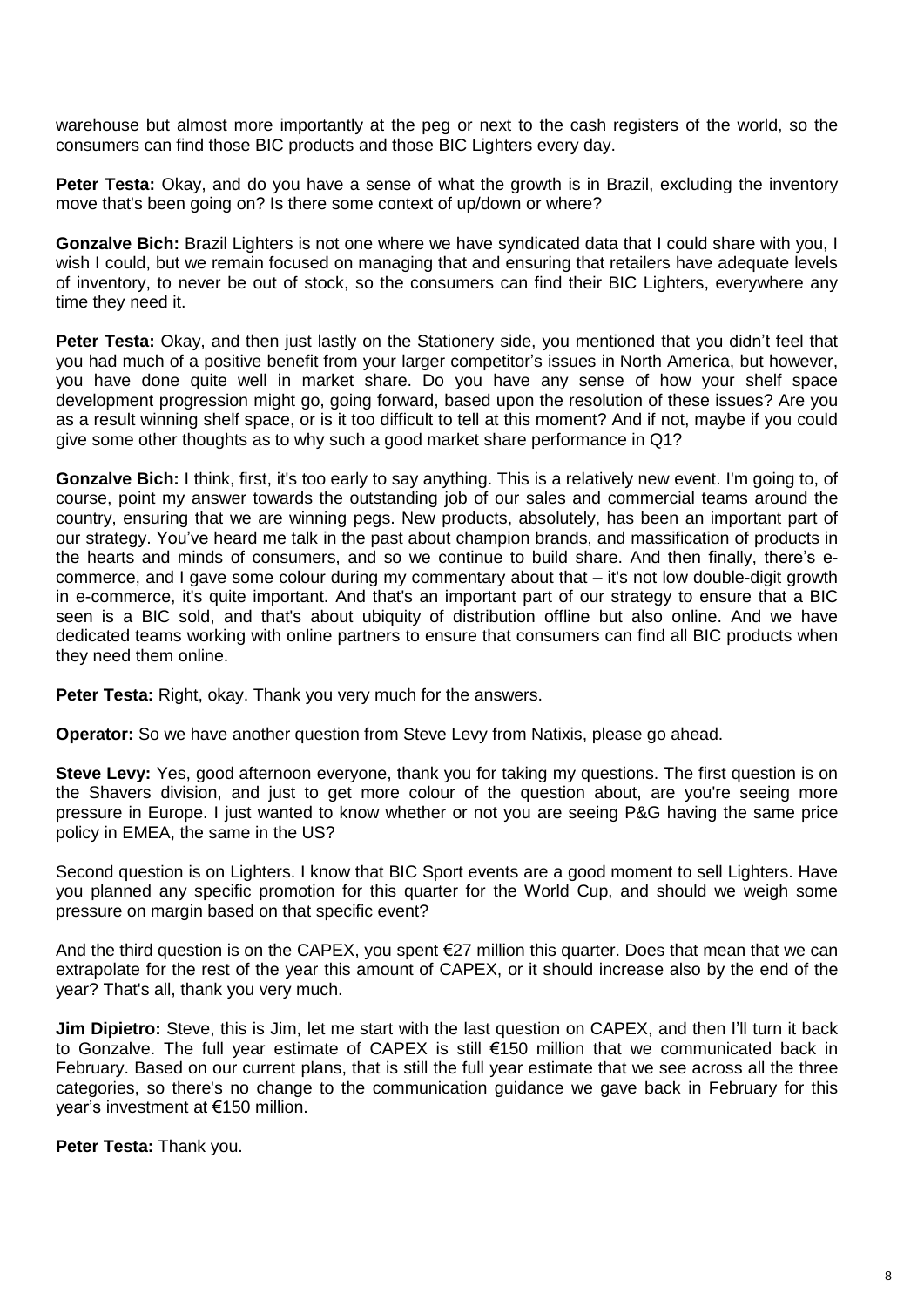warehouse but almost more importantly at the peg or next to the cash registers of the world, so the consumers can find those BIC products and those BIC Lighters every day.

**Peter Testa:** Okay, and do you have a sense of what the growth is in Brazil, excluding the inventory move that's been going on? Is there some context of up/down or where?

**Gonzalve Bich:** Brazil Lighters is not one where we have syndicated data that I could share with you, I wish I could, but we remain focused on managing that and ensuring that retailers have adequate levels of inventory, to never be out of stock, so the consumers can find their BIC Lighters, everywhere any time they need it.

**Peter Testa:** Okay, and then just lastly on the Stationery side, you mentioned that you didn't feel that you had much of a positive benefit from your larger competitor's issues in North America, but however, you have done quite well in market share. Do you have any sense of how your shelf space development progression might go, going forward, based upon the resolution of these issues? Are you as a result winning shelf space, or is it too difficult to tell at this moment? And if not, maybe if you could give some other thoughts as to why such a good market share performance in Q1?

**Gonzalve Bich:** I think, first, it's too early to say anything. This is a relatively new event. I'm going to, of course, point my answer towards the outstanding job of our sales and commercial teams around the country, ensuring that we are winning pegs. New products, absolutely, has been an important part of our strategy. You've heard me talk in the past about champion brands, and massification of products in the hearts and minds of consumers, and so we continue to build share. And then finally, there's e-commerce, and I gave some colour during my commentary about that – it's not low double-digit growth in e-commerce, it's quite important. And that's an important part of our strategy to ensure that a BIC seen is a BIC sold, and that's about ubiquity of distribution offline but also online. And we have dedicated teams working with online partners to ensure that consumers can find all BIC products when they need them online.

**Peter Testa:** Right, okay. Thank you very much for the answers.

**Operator:** So we have another question from Steve Levy from Natixis, please go ahead.

**Steve Levy:** Yes, good afternoon everyone, thank you for taking my questions. The first question is on the Shavers division, and just to get more colour of the question about, are you're seeing more pressure in Europe. I just wanted to know whether or not you are seeing P&G having the same price policy in EMEA, the same in the US?

Second question is on Lighters. I know that BIC Sport events are a good moment to sell Lighters. Have you planned any specific promotion for this quarter for the World Cup, and should we weigh some pressure on margin based on that specific event?

And the third question is on the CAPEX, you spent €27 million this quarter. Does that mean that we can extrapolate for the rest of the year this amount of CAPEX, or it should increase also by the end of the year? That's all, thank you very much.

**Jim Dipietro:** Steve, this is Jim, let me start with the last question on CAPEX, and then I'll turn it back to Gonzalve. The full year estimate of CAPEX is still €150 million that we communicated back in February. Based on our current plans, that is still the full year estimate that we see across all the three categories, so there's no change to the communication guidance we gave back in February for this year's investment at €150 million.

**Peter Testa:** Thank you.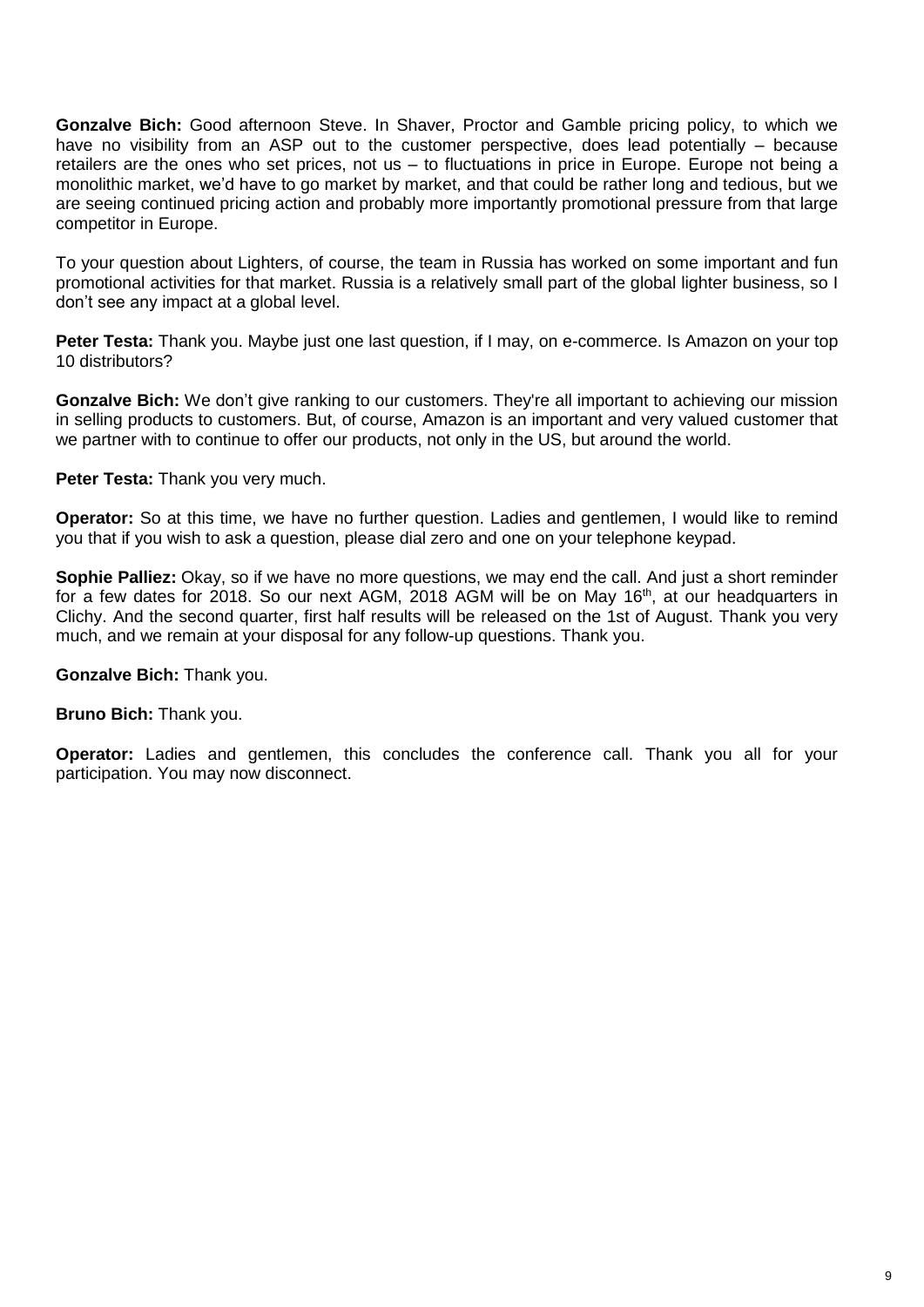**Gonzalve Bich:** Good afternoon Steve. In Shaver, Proctor and Gamble pricing policy, to which we have no visibility from an ASP out to the customer perspective, does lead potentially – because retailers are the ones who set prices, not us – to fluctuations in price in Europe. Europe not being a monolithic market, we'd have to go market by market, and that could be rather long and tedious, but we are seeing continued pricing action and probably more importantly promotional pressure from that large competitor in Europe.

To your question about Lighters, of course, the team in Russia has worked on some important and fun promotional activities for that market. Russia is a relatively small part of the global lighter business, so I don't see any impact at a global level.

**Peter Testa:** Thank you. Maybe just one last question, if I may, on e-commerce. Is Amazon on your top 10 distributors?

**Gonzalve Bich:** We don't give ranking to our customers. They're all important to achieving our mission in selling products to customers. But, of course, Amazon is an important and very valued customer that we partner with to continue to offer our products, not only in the US, but around the world.

**Peter Testa:** Thank you very much.

**Operator:** So at this time, we have no further question. Ladies and gentlemen, I would like to remind you that if you wish to ask a question, please dial zero and one on your telephone keypad.

**Sophie Palliez:** Okay, so if we have no more questions, we may end the call. And just a short reminder for a few dates for 2018. So our next AGM, 2018 AGM will be on May 16th, at our headquarters in Clichy. And the second quarter, first half results will be released on the 1st of August. Thank you very much, and we remain at your disposal for any follow-up questions. Thank you.

**Gonzalve Bich:** Thank you.

**Bruno Bich:** Thank you.

**Operator:** Ladies and gentlemen, this concludes the conference call. Thank you all for your participation. You may now disconnect.